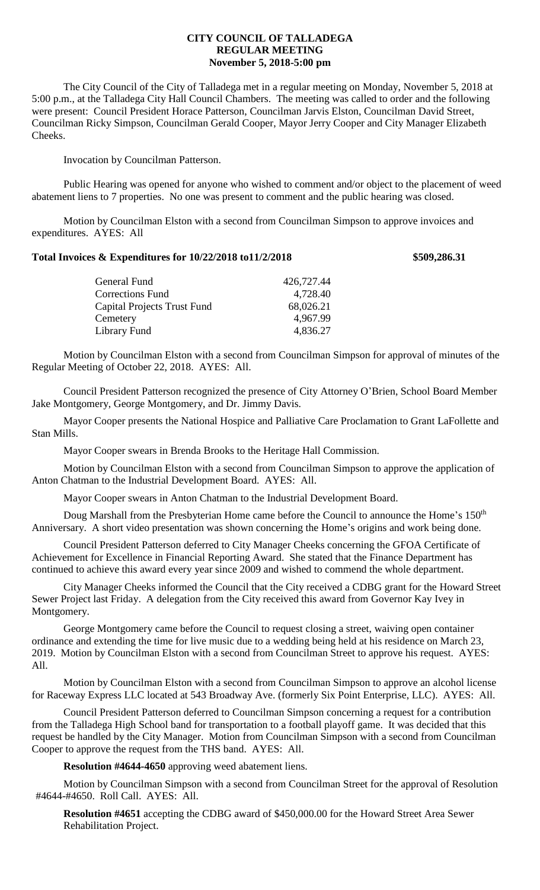# CITY COUNCIL OF TALLADEGA
## REGULAR MEETING
## November 5, 2018-5:00 pm

The City Council of the City of Talladega met in a regular meeting on Monday, November 5, 2018 at 5:00 p.m., at the Talladega City Hall Council Chambers. The meeting was called to order and the following were present: Council President Horace Patterson, Councilman Jarvis Elston, Councilman David Street, Councilman Ricky Simpson, Councilman Gerald Cooper, Mayor Jerry Cooper and City Manager Elizabeth Cheeks.

Invocation by Councilman Patterson.

Public Hearing was opened for anyone who wished to comment and/or object to the placement of weed abatement liens to 7 properties. No one was present to comment and the public hearing was closed.

Motion by Councilman Elston with a second from Councilman Simpson to approve invoices and expenditures. AYES: All

**Total Invoices & Expenditures for 10/22/2018 to11/2/2018 $509,286.31**

| | |
|---|---|
| General Fund | 426,727.44 |
| Corrections Fund | 4,728.40 |
| Capital Projects Trust Fund | 68,026.21 |
| Cemetery | 4,967.99 |
| Library Fund | 4,836.27 |

Motion by Councilman Elston with a second from Councilman Simpson for approval of minutes of the Regular Meeting of October 22, 2018. AYES: All.

Council President Patterson recognized the presence of City Attorney O'Brien, School Board Member Jake Montgomery, George Montgomery, and Dr. Jimmy Davis.

Mayor Cooper presents the National Hospice and Palliative Care Proclamation to Grant LaFollette and Stan Mills.

Mayor Cooper swears in Brenda Brooks to the Heritage Hall Commission.

Motion by Councilman Elston with a second from Councilman Simpson to approve the application of Anton Chatman to the Industrial Development Board. AYES: All.

Mayor Cooper swears in Anton Chatman to the Industrial Development Board.

Doug Marshall from the Presbyterian Home came before the Council to announce the Home's 150th Anniversary. A short video presentation was shown concerning the Home's origins and work being done.

Council President Patterson deferred to City Manager Cheeks concerning the GFOA Certificate of Achievement for Excellence in Financial Reporting Award. She stated that the Finance Department has continued to achieve this award every year since 2009 and wished to commend the whole department.

City Manager Cheeks informed the Council that the City received a CDBG grant for the Howard Street Sewer Project last Friday. A delegation from the City received this award from Governor Kay Ivey in Montgomery.

George Montgomery came before the Council to request closing a street, waiving open container ordinance and extending the time for live music due to a wedding being held at his residence on March 23, 2019. Motion by Councilman Elston with a second from Councilman Street to approve his request. AYES: All.

Motion by Councilman Elston with a second from Councilman Simpson to approve an alcohol license for Raceway Express LLC located at 543 Broadway Ave. (formerly Six Point Enterprise, LLC). AYES: All.

Council President Patterson deferred to Councilman Simpson concerning a request for a contribution from the Talladega High School band for transportation to a football playoff game. It was decided that this request be handled by the City Manager. Motion from Councilman Simpson with a second from Councilman Cooper to approve the request from the THS band. AYES: All.

**Resolution #4644-4650** approving weed abatement liens.

Motion by Councilman Simpson with a second from Councilman Street for the approval of Resolution #4644-#4650. Roll Call. AYES: All.

**Resolution #4651** accepting the CDBG award of $450,000.00 for the Howard Street Area Sewer Rehabilitation Project.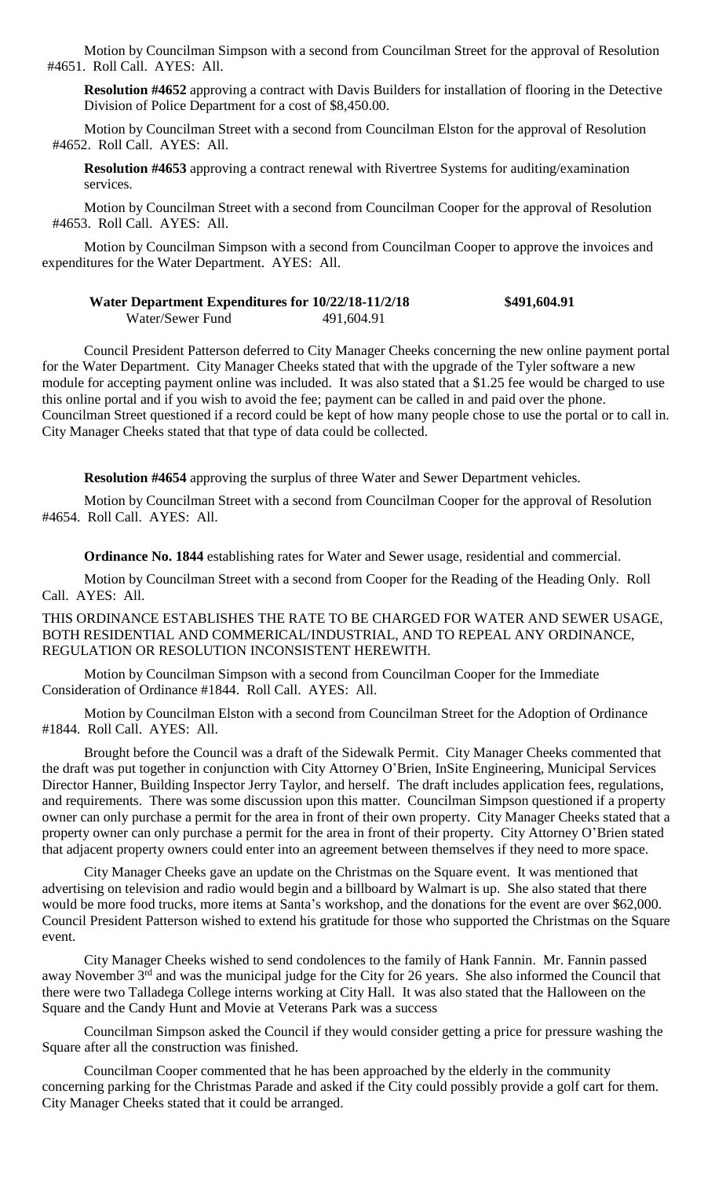Motion by Councilman Simpson with a second from Councilman Street for the approval of Resolution #4651. Roll Call. AYES: All.

**Resolution #4652** approving a contract with Davis Builders for installation of flooring in the Detective Division of Police Department for a cost of $8,450.00.

Motion by Councilman Street with a second from Councilman Elston for the approval of Resolution #4652. Roll Call. AYES: All.

**Resolution #4653** approving a contract renewal with Rivertree Systems for auditing/examination services.

Motion by Councilman Street with a second from Councilman Cooper for the approval of Resolution #4653. Roll Call. AYES: All.

Motion by Councilman Simpson with a second from Councilman Cooper to approve the invoices and expenditures for the Water Department. AYES: All.

| **Water Department Expenditures for 10/22/18-11/2/18** | | **$491,604.91** |
|---|---|---|
| Water/Sewer Fund | 491,604.91 | |

Council President Patterson deferred to City Manager Cheeks concerning the new online payment portal for the Water Department. City Manager Cheeks stated that with the upgrade of the Tyler software a new module for accepting payment online was included. It was also stated that a $1.25 fee would be charged to use this online portal and if you wish to avoid the fee; payment can be called in and paid over the phone. Councilman Street questioned if a record could be kept of how many people chose to use the portal or to call in. City Manager Cheeks stated that that type of data could be collected.

**Resolution #4654** approving the surplus of three Water and Sewer Department vehicles.

Motion by Councilman Street with a second from Councilman Cooper for the approval of Resolution #4654. Roll Call. AYES: All.

**Ordinance No. 1844** establishing rates for Water and Sewer usage, residential and commercial.

Motion by Councilman Street with a second from Cooper for the Reading of the Heading Only. Roll Call. AYES: All.

THIS ORDINANCE ESTABLISHES THE RATE TO BE CHARGED FOR WATER AND SEWER USAGE, BOTH RESIDENTIAL AND COMMERICAL/INDUSTRIAL, AND TO REPEAL ANY ORDINANCE, REGULATION OR RESOLUTION INCONSISTENT HEREWITH.

Motion by Councilman Simpson with a second from Councilman Cooper for the Immediate Consideration of Ordinance #1844. Roll Call. AYES: All.

Motion by Councilman Elston with a second from Councilman Street for the Adoption of Ordinance #1844. Roll Call. AYES: All.

Brought before the Council was a draft of the Sidewalk Permit. City Manager Cheeks commented that the draft was put together in conjunction with City Attorney O'Brien, InSite Engineering, Municipal Services Director Hanner, Building Inspector Jerry Taylor, and herself. The draft includes application fees, regulations, and requirements. There was some discussion upon this matter. Councilman Simpson questioned if a property owner can only purchase a permit for the area in front of their own property. City Manager Cheeks stated that a property owner can only purchase a permit for the area in front of their property. City Attorney O'Brien stated that adjacent property owners could enter into an agreement between themselves if they need to more space.

City Manager Cheeks gave an update on the Christmas on the Square event. It was mentioned that advertising on television and radio would begin and a billboard by Walmart is up. She also stated that there would be more food trucks, more items at Santa's workshop, and the donations for the event are over $62,000. Council President Patterson wished to extend his gratitude for those who supported the Christmas on the Square event.

City Manager Cheeks wished to send condolences to the family of Hank Fannin. Mr. Fannin passed away November 3rd and was the municipal judge for the City for 26 years. She also informed the Council that there were two Talladega College interns working at City Hall. It was also stated that the Halloween on the Square and the Candy Hunt and Movie at Veterans Park was a success

Councilman Simpson asked the Council if they would consider getting a price for pressure washing the Square after all the construction was finished.

Councilman Cooper commented that he has been approached by the elderly in the community concerning parking for the Christmas Parade and asked if the City could possibly provide a golf cart for them. City Manager Cheeks stated that it could be arranged.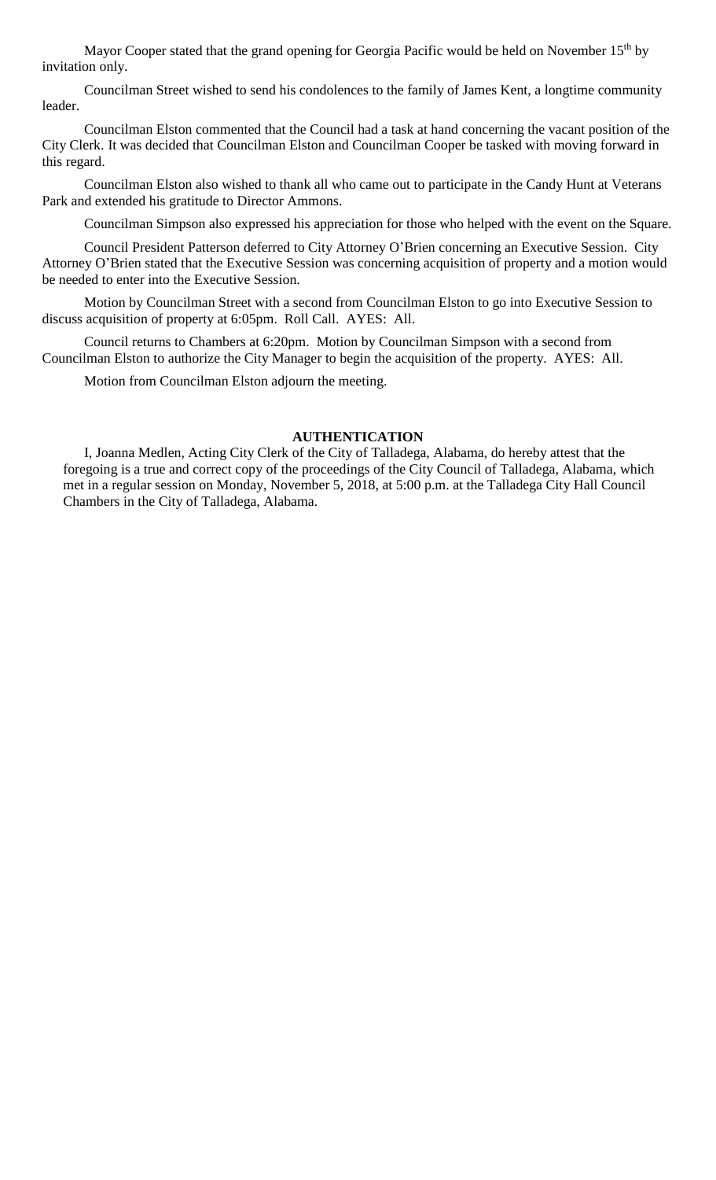Mayor Cooper stated that the grand opening for Georgia Pacific would be held on November 15th by invitation only.

Councilman Street wished to send his condolences to the family of James Kent, a longtime community leader.

Councilman Elston commented that the Council had a task at hand concerning the vacant position of the City Clerk. It was decided that Councilman Elston and Councilman Cooper be tasked with moving forward in this regard.

Councilman Elston also wished to thank all who came out to participate in the Candy Hunt at Veterans Park and extended his gratitude to Director Ammons.

Councilman Simpson also expressed his appreciation for those who helped with the event on the Square.

Council President Patterson deferred to City Attorney O'Brien concerning an Executive Session. City Attorney O'Brien stated that the Executive Session was concerning acquisition of property and a motion would be needed to enter into the Executive Session.

Motion by Councilman Street with a second from Councilman Elston to go into Executive Session to discuss acquisition of property at 6:05pm. Roll Call. AYES: All.

Council returns to Chambers at 6:20pm. Motion by Councilman Simpson with a second from Councilman Elston to authorize the City Manager to begin the acquisition of the property. AYES: All.

Motion from Councilman Elston adjourn the meeting.

**AUTHENTICATION**

I, Joanna Medlen, Acting City Clerk of the City of Talladega, Alabama, do hereby attest that the foregoing is a true and correct copy of the proceedings of the City Council of Talladega, Alabama, which met in a regular session on Monday, November 5, 2018, at 5:00 p.m. at the Talladega City Hall Council Chambers in the City of Talladega, Alabama.